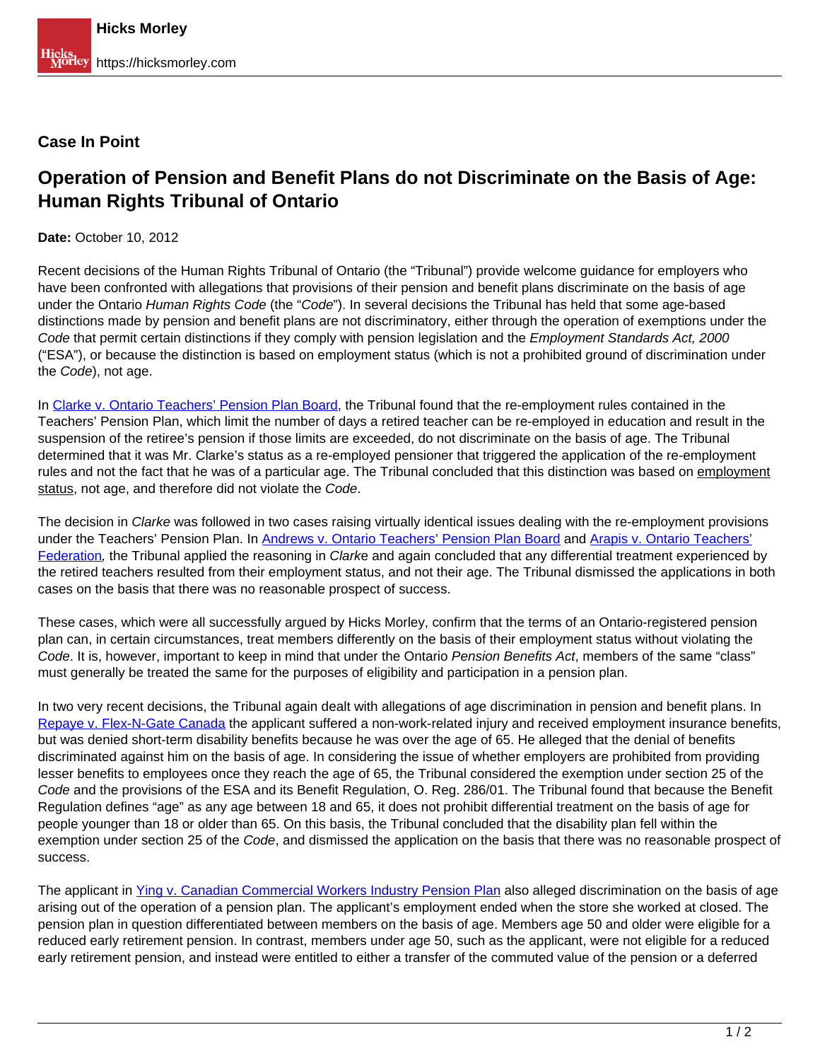**Case In Point**

# Operation of Pension and Benefit Plans do not Discriminate on the Basis of Age: Human Rights Tribunal of Ontario

**Date:** October 10, 2012

Recent decisions of the Human Rights Tribunal of Ontario (the "Tribunal") provide welcome guidance for employers who have been confronted with allegations that provisions of their pension and benefit plans discriminate on the basis of age under the Ontario *Human Rights Code* (the "*Code*"). In several decisions the Tribunal has held that some age-based distinctions made by pension and benefit plans are not discriminatory, either through the operation of exemptions under the *Code* that permit certain distinctions if they comply with pension legislation and the *Employment Standards Act, 2000* ("ESA"), or because the distinction is based on employment status (which is not a prohibited ground of discrimination under the *Code*), not age.

In Clarke v. Ontario Teachers' Pension Plan Board, the Tribunal found that the re-employment rules contained in the Teachers' Pension Plan, which limit the number of days a retired teacher can be re-employed in education and result in the suspension of the retiree's pension if those limits are exceeded, do not discriminate on the basis of age. The Tribunal determined that it was Mr. Clarke's status as a re-employed pensioner that triggered the application of the re-employment rules and not the fact that he was of a particular age. The Tribunal concluded that this distinction was based on employment status, not age, and therefore did not violate the *Code*.

The decision in *Clarke* was followed in two cases raising virtually identical issues dealing with the re-employment provisions under the Teachers' Pension Plan. In Andrews v. Ontario Teachers' Pension Plan Board and Arapis v. Ontario Teachers' Federation, the Tribunal applied the reasoning in *Clarke* and again concluded that any differential treatment experienced by the retired teachers resulted from their employment status, and not their age. The Tribunal dismissed the applications in both cases on the basis that there was no reasonable prospect of success.

These cases, which were all successfully argued by Hicks Morley, confirm that the terms of an Ontario-registered pension plan can, in certain circumstances, treat members differently on the basis of their employment status without violating the *Code*. It is, however, important to keep in mind that under the Ontario *Pension Benefits Act*, members of the same "class" must generally be treated the same for the purposes of eligibility and participation in a pension plan.

In two very recent decisions, the Tribunal again dealt with allegations of age discrimination in pension and benefit plans. In Repaye v. Flex-N-Gate Canada the applicant suffered a non-work-related injury and received employment insurance benefits, but was denied short-term disability benefits because he was over the age of 65. He alleged that the denial of benefits discriminated against him on the basis of age. In considering the issue of whether employers are prohibited from providing lesser benefits to employees once they reach the age of 65, the Tribunal considered the exemption under section 25 of the *Code* and the provisions of the ESA and its Benefit Regulation, O. Reg. 286/01. The Tribunal found that because the Benefit Regulation defines "age" as any age between 18 and 65, it does not prohibit differential treatment on the basis of age for people younger than 18 or older than 65. On this basis, the Tribunal concluded that the disability plan fell within the exemption under section 25 of the *Code*, and dismissed the application on the basis that there was no reasonable prospect of success.

The applicant in Ying v. Canadian Commercial Workers Industry Pension Plan also alleged discrimination on the basis of age arising out of the operation of a pension plan. The applicant's employment ended when the store she worked at closed. The pension plan in question differentiated between members on the basis of age. Members age 50 and older were eligible for a reduced early retirement pension. In contrast, members under age 50, such as the applicant, were not eligible for a reduced early retirement pension, and instead were entitled to either a transfer of the commuted value of the pension or a deferred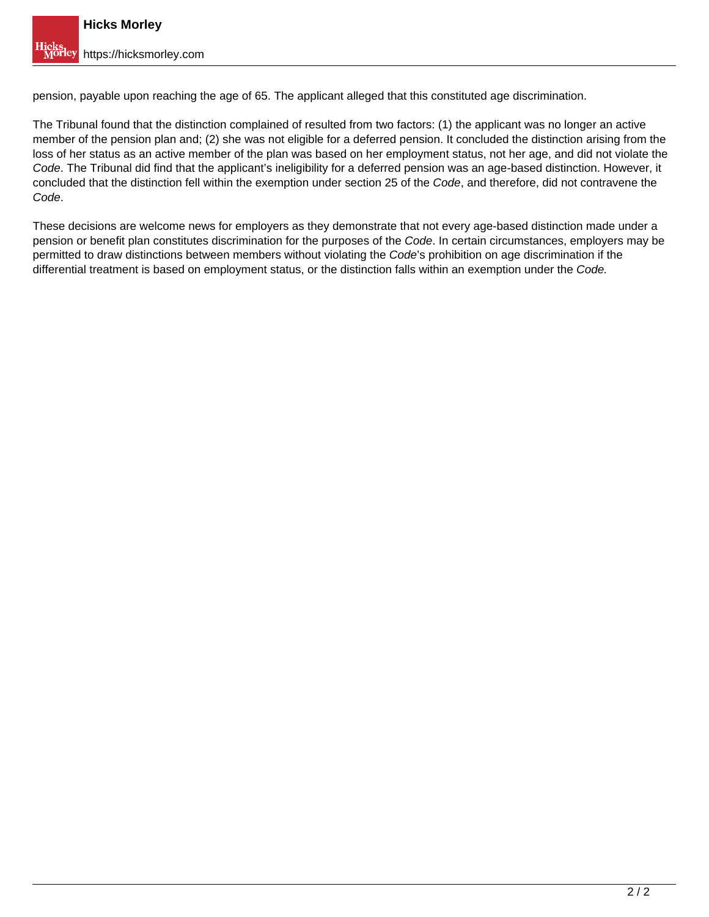pension, payable upon reaching the age of 65. The applicant alleged that this constituted age discrimination.

The Tribunal found that the distinction complained of resulted from two factors: (1) the applicant was no longer an active member of the pension plan and; (2) she was not eligible for a deferred pension. It concluded the distinction arising from the loss of her status as an active member of the plan was based on her employment status, not her age, and did not violate the *Code*. The Tribunal did find that the applicant's ineligibility for a deferred pension was an age-based distinction. However, it concluded that the distinction fell within the exemption under section 25 of the *Code*, and therefore, did not contravene the *Code*.

These decisions are welcome news for employers as they demonstrate that not every age-based distinction made under a pension or benefit plan constitutes discrimination for the purposes of the *Code*. In certain circumstances, employers may be permitted to draw distinctions between members without violating the *Code*'s prohibition on age discrimination if the differential treatment is based on employment status, or the distinction falls within an exemption under the *Code.*